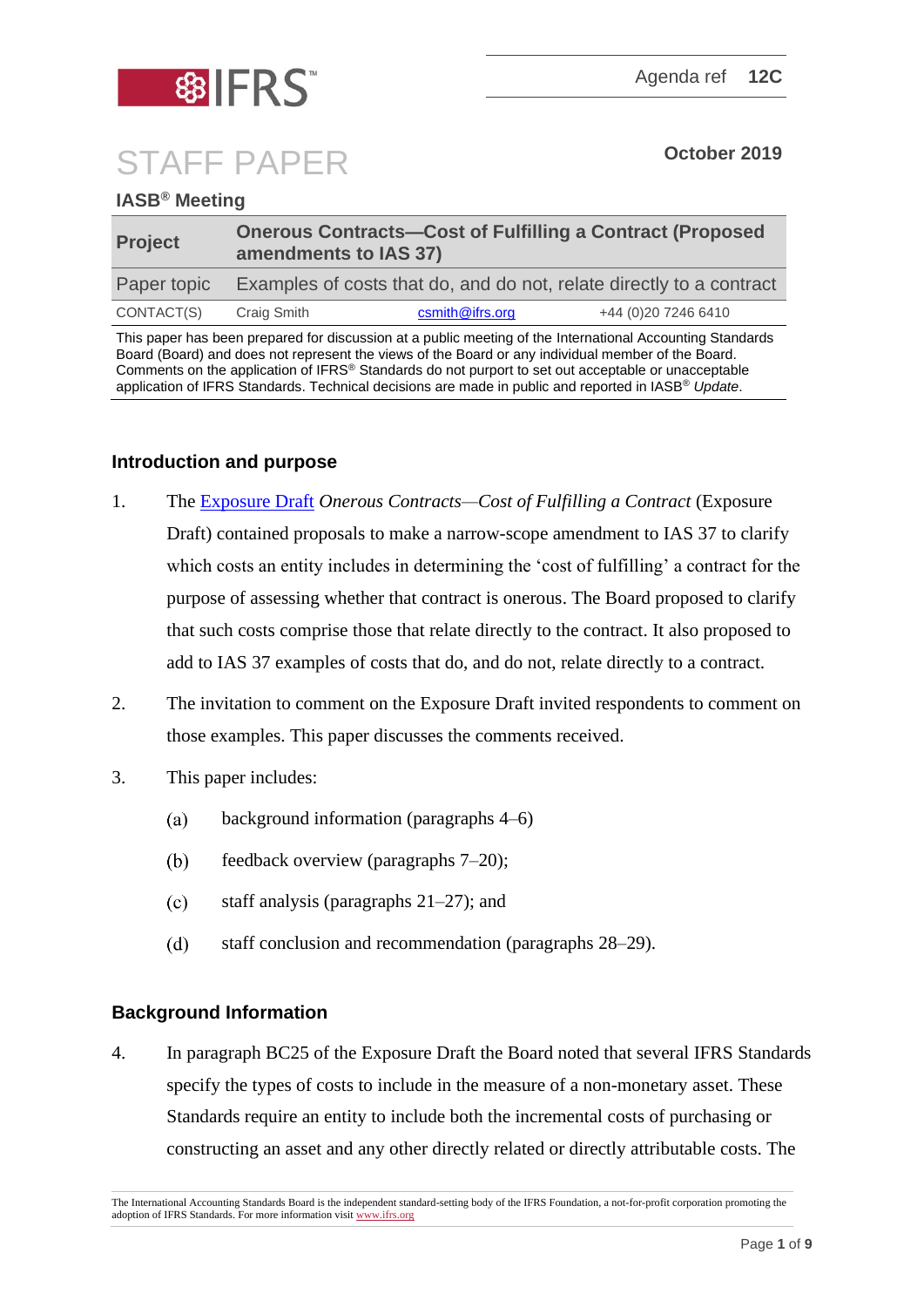Agenda ref **12C**

# STAFF PAPER

**October 2019**

**IASB® Meeting**

| **Project** | **Onerous Contracts—Cost of Fulfilling a Contract (Proposed amendments to IAS 37)** | | |
|---|---|---|---|
| Paper topic | Examples of costs that do, and do not, relate directly to a contract | | |
| CONTACT(S) | Craig Smith | csmith@ifrs.org | +44 (0)20 7246 6410 |

This paper has been prepared for discussion at a public meeting of the International Accounting Standards Board (Board) and does not represent the views of the Board or any individual member of the Board. Comments on the application of IFRS® Standards do not purport to set out acceptable or unacceptable application of IFRS Standards. Technical decisions are made in public and reported in IASB® *Update*.

## Introduction and purpose

1. The Exposure Draft *Onerous Contracts—Cost of Fulfilling a Contract* (Exposure Draft) contained proposals to make a narrow-scope amendment to IAS 37 to clarify which costs an entity includes in determining the 'cost of fulfilling' a contract for the purpose of assessing whether that contract is onerous. The Board proposed to clarify that such costs comprise those that relate directly to the contract. It also proposed to add to IAS 37 examples of costs that do, and do not, relate directly to a contract.

2. The invitation to comment on the Exposure Draft invited respondents to comment on those examples. This paper discusses the comments received.

3. This paper includes:
   (a) background information (paragraphs 4–6)
   (b) feedback overview (paragraphs 7–20);
   (c) staff analysis (paragraphs 21–27); and
   (d) staff conclusion and recommendation (paragraphs 28–29).

## Background Information

4. In paragraph BC25 of the Exposure Draft the Board noted that several IFRS Standards specify the types of costs to include in the measure of a non-monetary asset. These Standards require an entity to include both the incremental costs of purchasing or constructing an asset and any other directly related or directly attributable costs. The

The International Accounting Standards Board is the independent standard-setting body of the IFRS Foundation, a not-for-profit corporation promoting the adoption of IFRS Standards. For more information visit www.ifrs.org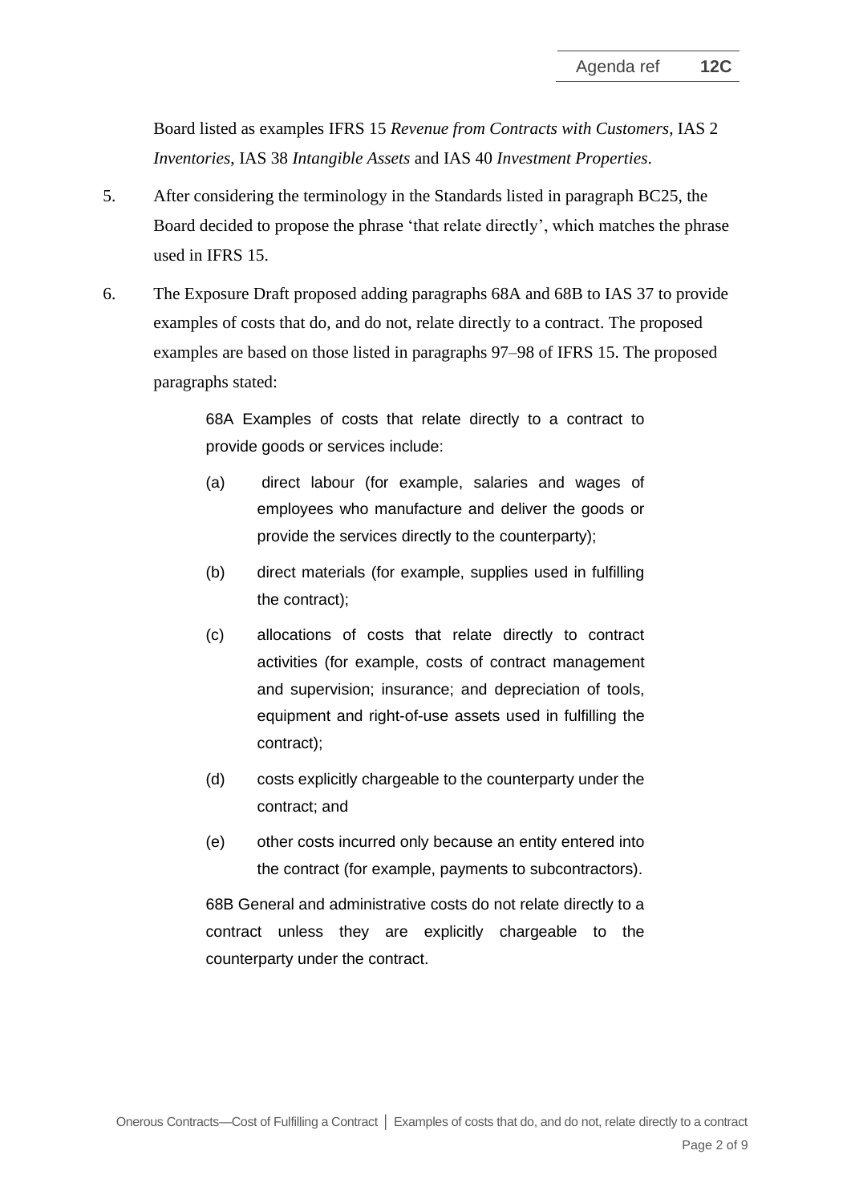Board listed as examples IFRS 15 *Revenue from Contracts with Customers*, IAS 2 *Inventories*, IAS 38 *Intangible Assets* and IAS 40 *Investment Properties*.

5. After considering the terminology in the Standards listed in paragraph BC25, the Board decided to propose the phrase 'that relate directly', which matches the phrase used in IFRS 15.

6. The Exposure Draft proposed adding paragraphs 68A and 68B to IAS 37 to provide examples of costs that do, and do not, relate directly to a contract. The proposed examples are based on those listed in paragraphs 97–98 of IFRS 15. The proposed paragraphs stated:

> 68A Examples of costs that relate directly to a contract to provide goods or services include:
>
> (a) direct labour (for example, salaries and wages of employees who manufacture and deliver the goods or provide the services directly to the counterparty);
>
> (b) direct materials (for example, supplies used in fulfilling the contract);
>
> (c) allocations of costs that relate directly to contract activities (for example, costs of contract management and supervision; insurance; and depreciation of tools, equipment and right-of-use assets used in fulfilling the contract);
>
> (d) costs explicitly chargeable to the counterparty under the contract; and
>
> (e) other costs incurred only because an entity entered into the contract (for example, payments to subcontractors).
>
> 68B General and administrative costs do not relate directly to a contract unless they are explicitly chargeable to the counterparty under the contract.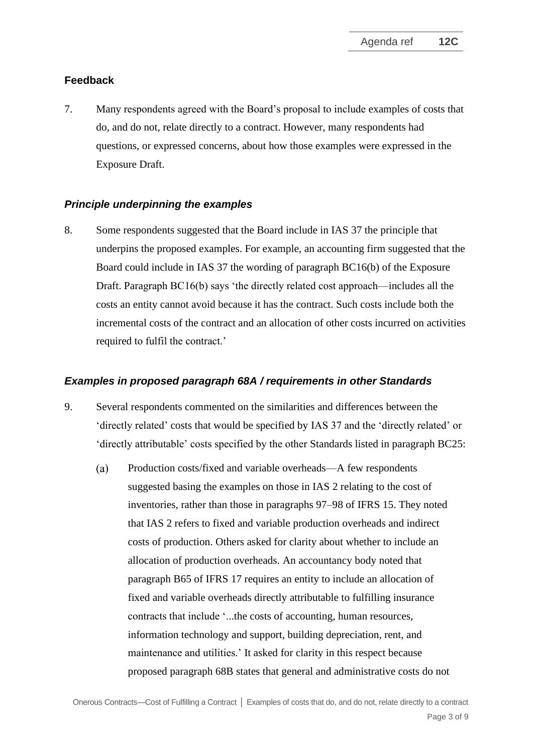## Feedback

7. Many respondents agreed with the Board's proposal to include examples of costs that do, and do not, relate directly to a contract. However, many respondents had questions, or expressed concerns, about how those examples were expressed in the Exposure Draft.

### *Principle underpinning the examples*

8. Some respondents suggested that the Board include in IAS 37 the principle that underpins the proposed examples. For example, an accounting firm suggested that the Board could include in IAS 37 the wording of paragraph BC16(b) of the Exposure Draft. Paragraph BC16(b) says 'the directly related cost approach—includes all the costs an entity cannot avoid because it has the contract. Such costs include both the incremental costs of the contract and an allocation of other costs incurred on activities required to fulfil the contract.'

### *Examples in proposed paragraph 68A / requirements in other Standards*

9. Several respondents commented on the similarities and differences between the 'directly related' costs that would be specified by IAS 37 and the 'directly related' or 'directly attributable' costs specified by the other Standards listed in paragraph BC25:

   (a) Production costs/fixed and variable overheads—A few respondents suggested basing the examples on those in IAS 2 relating to the cost of inventories, rather than those in paragraphs 97–98 of IFRS 15. They noted that IAS 2 refers to fixed and variable production overheads and indirect costs of production. Others asked for clarity about whether to include an allocation of production overheads. An accountancy body noted that paragraph B65 of IFRS 17 requires an entity to include an allocation of fixed and variable overheads directly attributable to fulfilling insurance contracts that include '...the costs of accounting, human resources, information technology and support, building depreciation, rent, and maintenance and utilities.' It asked for clarity in this respect because proposed paragraph 68B states that general and administrative costs do not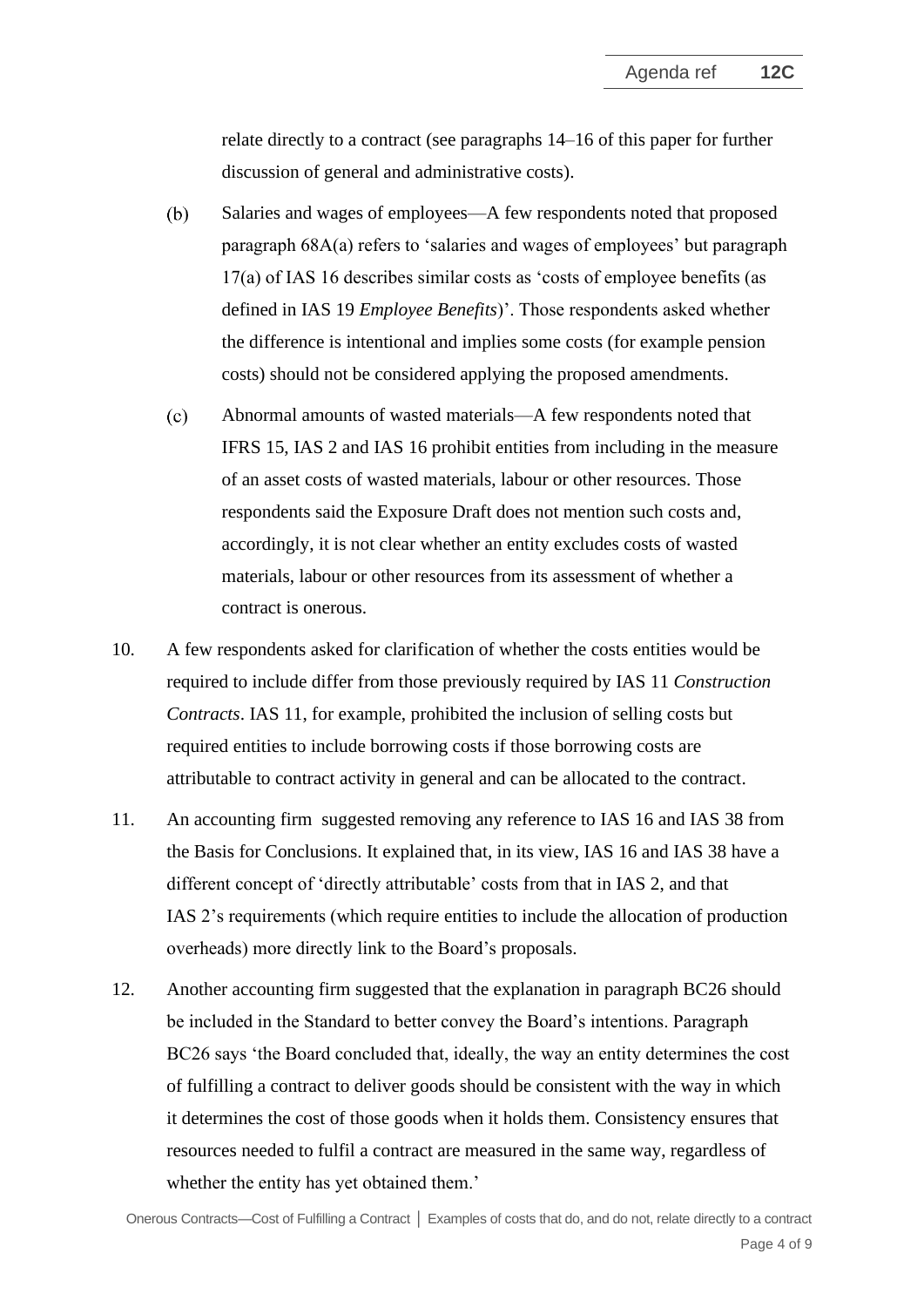relate directly to a contract (see paragraphs 14–16 of this paper for further discussion of general and administrative costs).

(b) Salaries and wages of employees—A few respondents noted that proposed paragraph 68A(a) refers to 'salaries and wages of employees' but paragraph 17(a) of IAS 16 describes similar costs as 'costs of employee benefits (as defined in IAS 19 *Employee Benefits*)'. Those respondents asked whether the difference is intentional and implies some costs (for example pension costs) should not be considered applying the proposed amendments.

(c) Abnormal amounts of wasted materials—A few respondents noted that IFRS 15, IAS 2 and IAS 16 prohibit entities from including in the measure of an asset costs of wasted materials, labour or other resources. Those respondents said the Exposure Draft does not mention such costs and, accordingly, it is not clear whether an entity excludes costs of wasted materials, labour or other resources from its assessment of whether a contract is onerous.

10. A few respondents asked for clarification of whether the costs entities would be required to include differ from those previously required by IAS 11 *Construction Contracts*. IAS 11, for example, prohibited the inclusion of selling costs but required entities to include borrowing costs if those borrowing costs are attributable to contract activity in general and can be allocated to the contract.

11. An accounting firm suggested removing any reference to IAS 16 and IAS 38 from the Basis for Conclusions. It explained that, in its view, IAS 16 and IAS 38 have a different concept of 'directly attributable' costs from that in IAS 2, and that IAS 2's requirements (which require entities to include the allocation of production overheads) more directly link to the Board's proposals.

12. Another accounting firm suggested that the explanation in paragraph BC26 should be included in the Standard to better convey the Board's intentions. Paragraph BC26 says 'the Board concluded that, ideally, the way an entity determines the cost of fulfilling a contract to deliver goods should be consistent with the way in which it determines the cost of those goods when it holds them. Consistency ensures that resources needed to fulfil a contract are measured in the same way, regardless of whether the entity has yet obtained them.'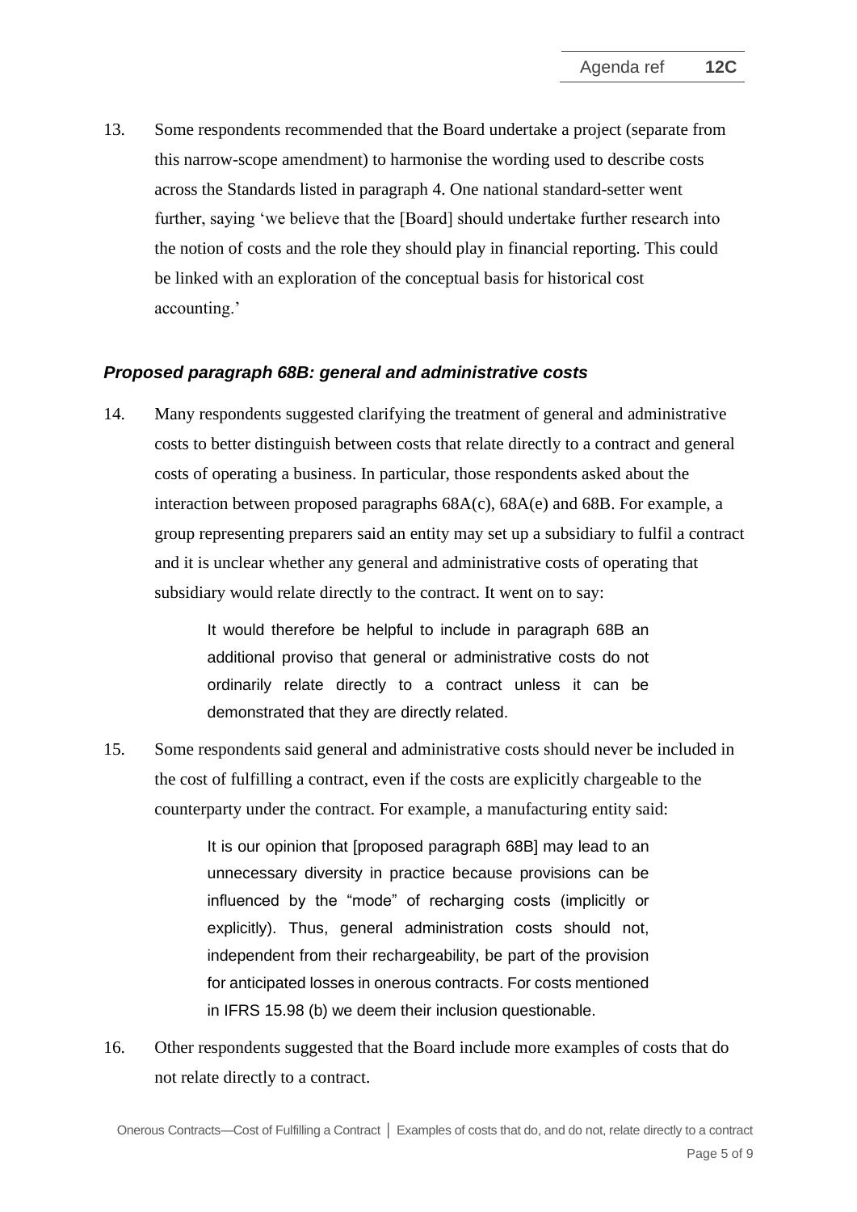13. Some respondents recommended that the Board undertake a project (separate from this narrow-scope amendment) to harmonise the wording used to describe costs across the Standards listed in paragraph 4. One national standard-setter went further, saying 'we believe that the [Board] should undertake further research into the notion of costs and the role they should play in financial reporting. This could be linked with an exploration of the conceptual basis for historical cost accounting.'

### *Proposed paragraph 68B: general and administrative costs*

14. Many respondents suggested clarifying the treatment of general and administrative costs to better distinguish between costs that relate directly to a contract and general costs of operating a business. In particular, those respondents asked about the interaction between proposed paragraphs 68A(c), 68A(e) and 68B. For example, a group representing preparers said an entity may set up a subsidiary to fulfil a contract and it is unclear whether any general and administrative costs of operating that subsidiary would relate directly to the contract. It went on to say:

> It would therefore be helpful to include in paragraph 68B an additional proviso that general or administrative costs do not ordinarily relate directly to a contract unless it can be demonstrated that they are directly related.

15. Some respondents said general and administrative costs should never be included in the cost of fulfilling a contract, even if the costs are explicitly chargeable to the counterparty under the contract. For example, a manufacturing entity said:

> It is our opinion that [proposed paragraph 68B] may lead to an unnecessary diversity in practice because provisions can be influenced by the "mode" of recharging costs (implicitly or explicitly). Thus, general administration costs should not, independent from their rechargeability, be part of the provision for anticipated losses in onerous contracts. For costs mentioned in IFRS 15.98 (b) we deem their inclusion questionable.

16. Other respondents suggested that the Board include more examples of costs that do not relate directly to a contract.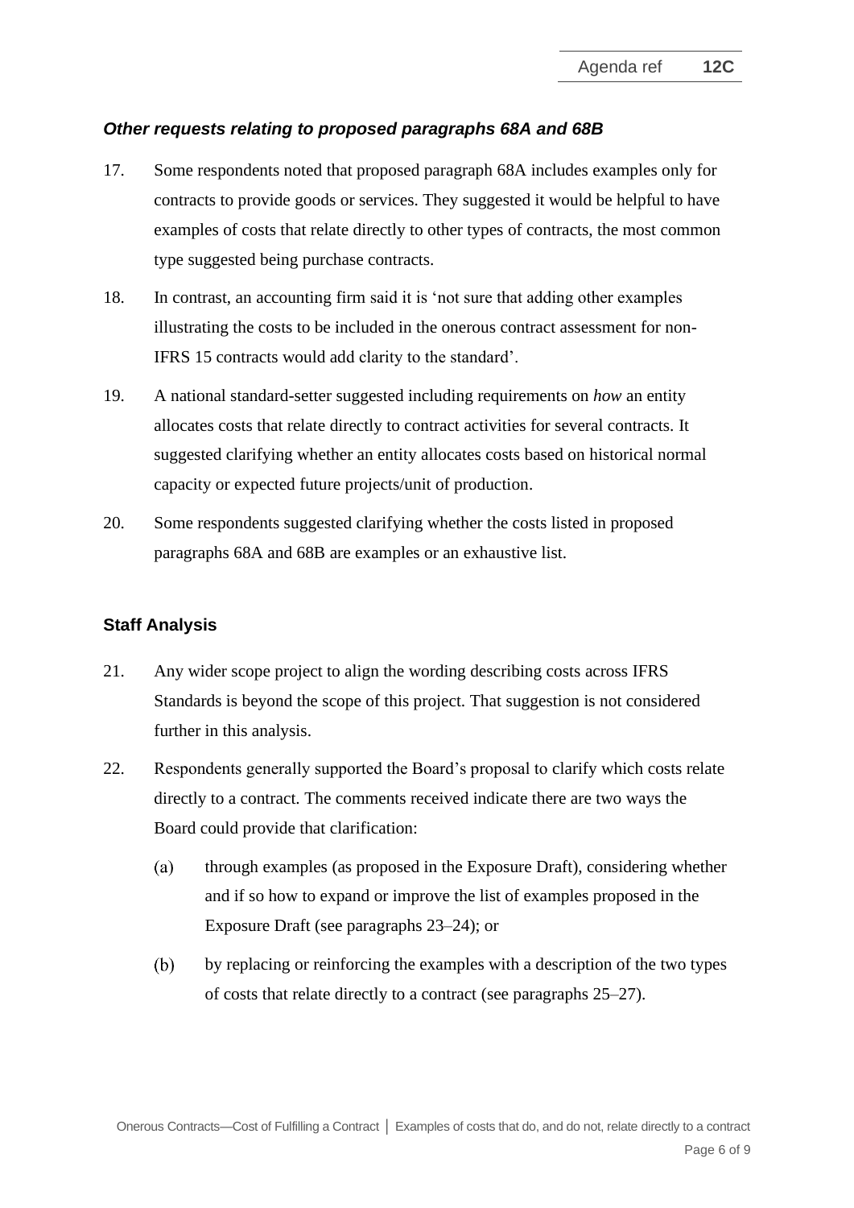### *Other requests relating to proposed paragraphs 68A and 68B*

17. Some respondents noted that proposed paragraph 68A includes examples only for contracts to provide goods or services. They suggested it would be helpful to have examples of costs that relate directly to other types of contracts, the most common type suggested being purchase contracts.

18. In contrast, an accounting firm said it is 'not sure that adding other examples illustrating the costs to be included in the onerous contract assessment for non-IFRS 15 contracts would add clarity to the standard'.

19. A national standard-setter suggested including requirements on *how* an entity allocates costs that relate directly to contract activities for several contracts. It suggested clarifying whether an entity allocates costs based on historical normal capacity or expected future projects/unit of production.

20. Some respondents suggested clarifying whether the costs listed in proposed paragraphs 68A and 68B are examples or an exhaustive list.

## Staff Analysis

21. Any wider scope project to align the wording describing costs across IFRS Standards is beyond the scope of this project. That suggestion is not considered further in this analysis.

22. Respondents generally supported the Board's proposal to clarify which costs relate directly to a contract. The comments received indicate there are two ways the Board could provide that clarification:

    (a) through examples (as proposed in the Exposure Draft), considering whether and if so how to expand or improve the list of examples proposed in the Exposure Draft (see paragraphs 23–24); or

    (b) by replacing or reinforcing the examples with a description of the two types of costs that relate directly to a contract (see paragraphs 25–27).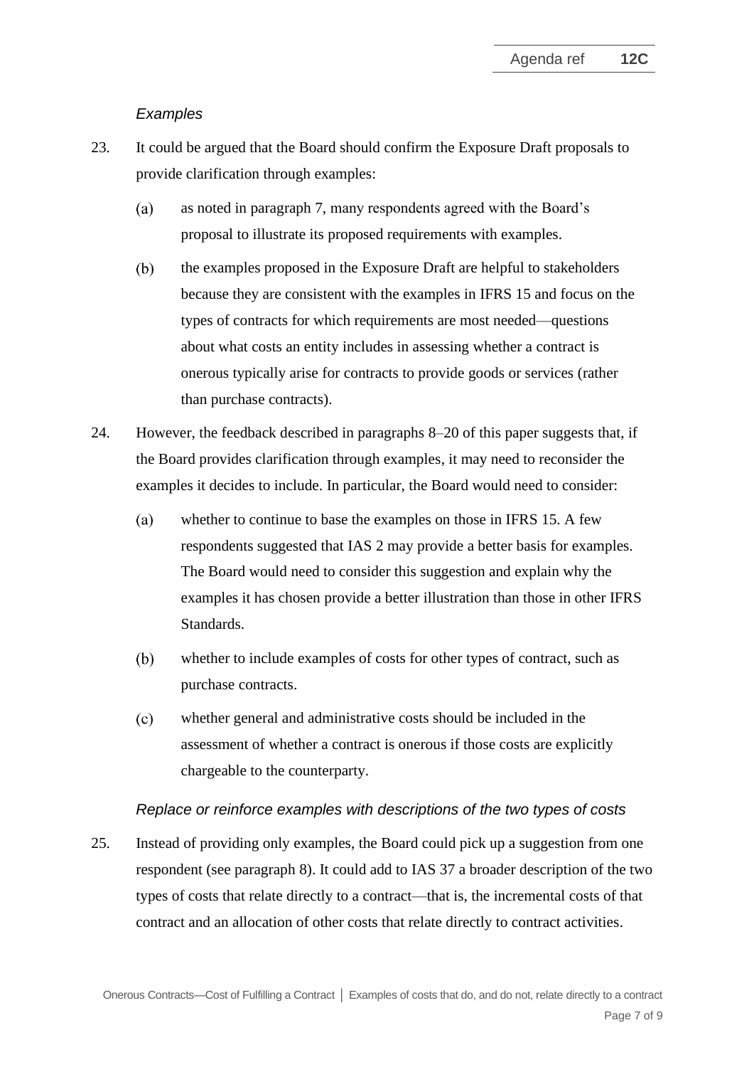*Examples*

23. It could be argued that the Board should confirm the Exposure Draft proposals to provide clarification through examples:

    (a) as noted in paragraph 7, many respondents agreed with the Board's proposal to illustrate its proposed requirements with examples.

    (b) the examples proposed in the Exposure Draft are helpful to stakeholders because they are consistent with the examples in IFRS 15 and focus on the types of contracts for which requirements are most needed—questions about what costs an entity includes in assessing whether a contract is onerous typically arise for contracts to provide goods or services (rather than purchase contracts).

24. However, the feedback described in paragraphs 8–20 of this paper suggests that, if the Board provides clarification through examples, it may need to reconsider the examples it decides to include. In particular, the Board would need to consider:

    (a) whether to continue to base the examples on those in IFRS 15. A few respondents suggested that IAS 2 may provide a better basis for examples. The Board would need to consider this suggestion and explain why the examples it has chosen provide a better illustration than those in other IFRS Standards.

    (b) whether to include examples of costs for other types of contract, such as purchase contracts.

    (c) whether general and administrative costs should be included in the assessment of whether a contract is onerous if those costs are explicitly chargeable to the counterparty.

*Replace or reinforce examples with descriptions of the two types of costs*

25. Instead of providing only examples, the Board could pick up a suggestion from one respondent (see paragraph 8). It could add to IAS 37 a broader description of the two types of costs that relate directly to a contract—that is, the incremental costs of that contract and an allocation of other costs that relate directly to contract activities.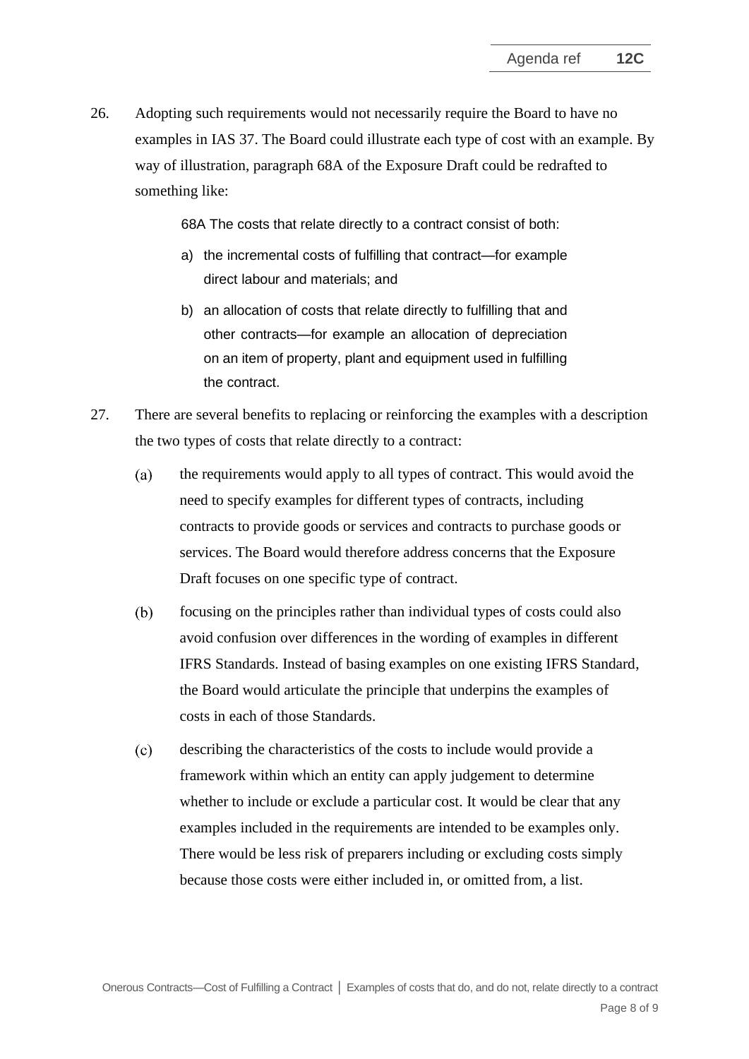26. Adopting such requirements would not necessarily require the Board to have no examples in IAS 37. The Board could illustrate each type of cost with an example. By way of illustration, paragraph 68A of the Exposure Draft could be redrafted to something like:

> 68A The costs that relate directly to a contract consist of both:
>
> a) the incremental costs of fulfilling that contract—for example direct labour and materials; and
>
> b) an allocation of costs that relate directly to fulfilling that and other contracts—for example an allocation of depreciation on an item of property, plant and equipment used in fulfilling the contract.

27. There are several benefits to replacing or reinforcing the examples with a description the two types of costs that relate directly to a contract:

    (a) the requirements would apply to all types of contract. This would avoid the need to specify examples for different types of contracts, including contracts to provide goods or services and contracts to purchase goods or services. The Board would therefore address concerns that the Exposure Draft focuses on one specific type of contract.

    (b) focusing on the principles rather than individual types of costs could also avoid confusion over differences in the wording of examples in different IFRS Standards. Instead of basing examples on one existing IFRS Standard, the Board would articulate the principle that underpins the examples of costs in each of those Standards.

    (c) describing the characteristics of the costs to include would provide a framework within which an entity can apply judgement to determine whether to include or exclude a particular cost. It would be clear that any examples included in the requirements are intended to be examples only. There would be less risk of preparers including or excluding costs simply because those costs were either included in, or omitted from, a list.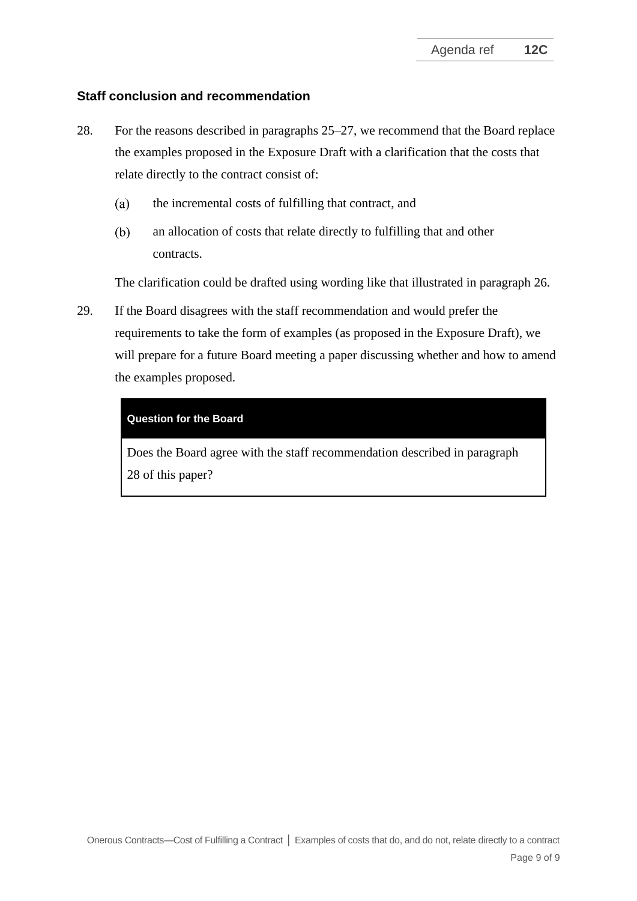### Staff conclusion and recommendation

28. For the reasons described in paragraphs 25–27, we recommend that the Board replace the examples proposed in the Exposure Draft with a clarification that the costs that relate directly to the contract consist of:

    (a) the incremental costs of fulfilling that contract, and

    (b) an allocation of costs that relate directly to fulfilling that and other contracts.

    The clarification could be drafted using wording like that illustrated in paragraph 26.

29. If the Board disagrees with the staff recommendation and would prefer the requirements to take the form of examples (as proposed in the Exposure Draft), we will prepare for a future Board meeting a paper discussing whether and how to amend the examples proposed.

| **Question for the Board** |
| --- |
| Does the Board agree with the staff recommendation described in paragraph 28 of this paper? |